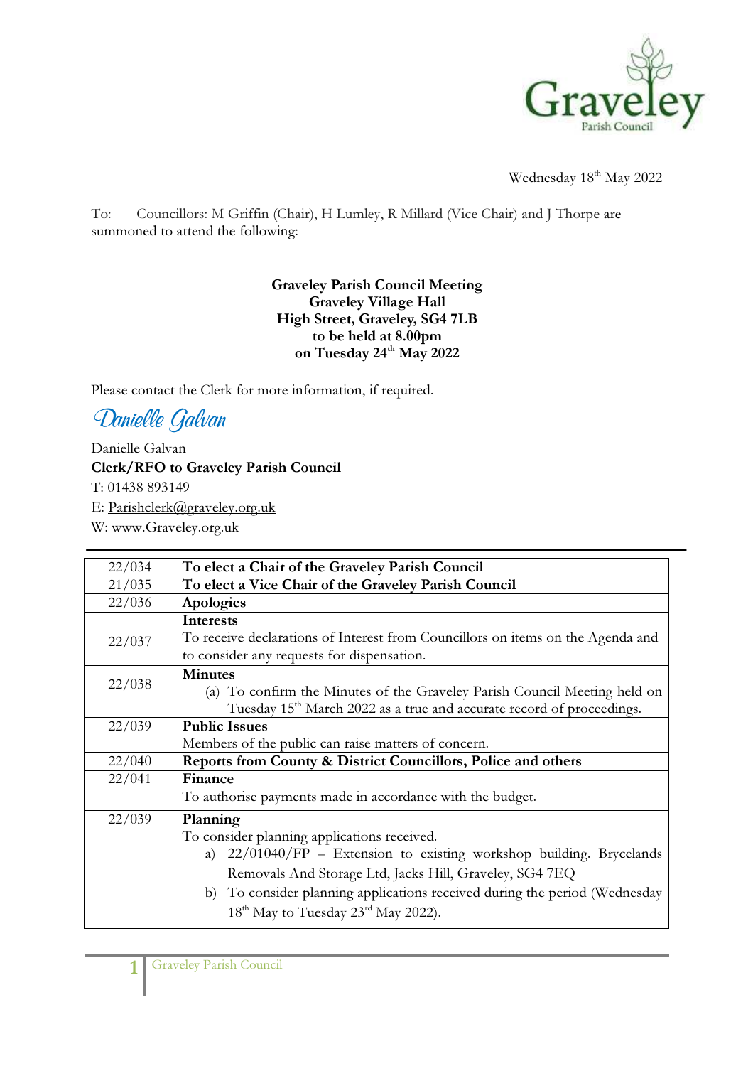Wednesday 18th May 2022

To: Councillors: M Griffin (Chair), H Lumley, R Millard (Vice Chair) and J Thorpe are summoned to attend the following:

**Graveley Parish Council Meeting**
**Graveley Village Hall**
**High Street, Graveley, SG4 7LB**
**to be held at 8.00pm**
**on Tuesday 24th May 2022**

Please contact the Clerk for more information, if required.

*Danielle Galvan*

Danielle Galvan
**Clerk/RFO to Graveley Parish Council**
T: 01438 893149
E: Parishclerk@graveley.org.uk
W: www.Graveley.org.uk

---

| | |
|---|---|
| 22/034 | **To elect a Chair of the Graveley Parish Council** |
| 21/035 | **To elect a Vice Chair of the Graveley Parish Council** |
| 22/036 | **Apologies** |
| 22/037 | **Interests**<br>To receive declarations of Interest from Councillors on items on the Agenda and to consider any requests for dispensation. |
| 22/038 | **Minutes**<br>(a) To confirm the Minutes of the Graveley Parish Council Meeting held on Tuesday 15th March 2022 as a true and accurate record of proceedings. |
| 22/039 | **Public Issues**<br>Members of the public can raise matters of concern. |
| 22/040 | **Reports from County & District Councillors, Police and others** |
| 22/041 | **Finance**<br>To authorise payments made in accordance with the budget. |
| 22/039 | **Planning**<br>To consider planning applications received.<br>a) 22/01040/FP – Extension to existing workshop building. Brycelands Removals And Storage Ltd, Jacks Hill, Graveley, SG4 7EQ<br>b) To consider planning applications received during the period (Wednesday 18th May to Tuesday 23rd May 2022). |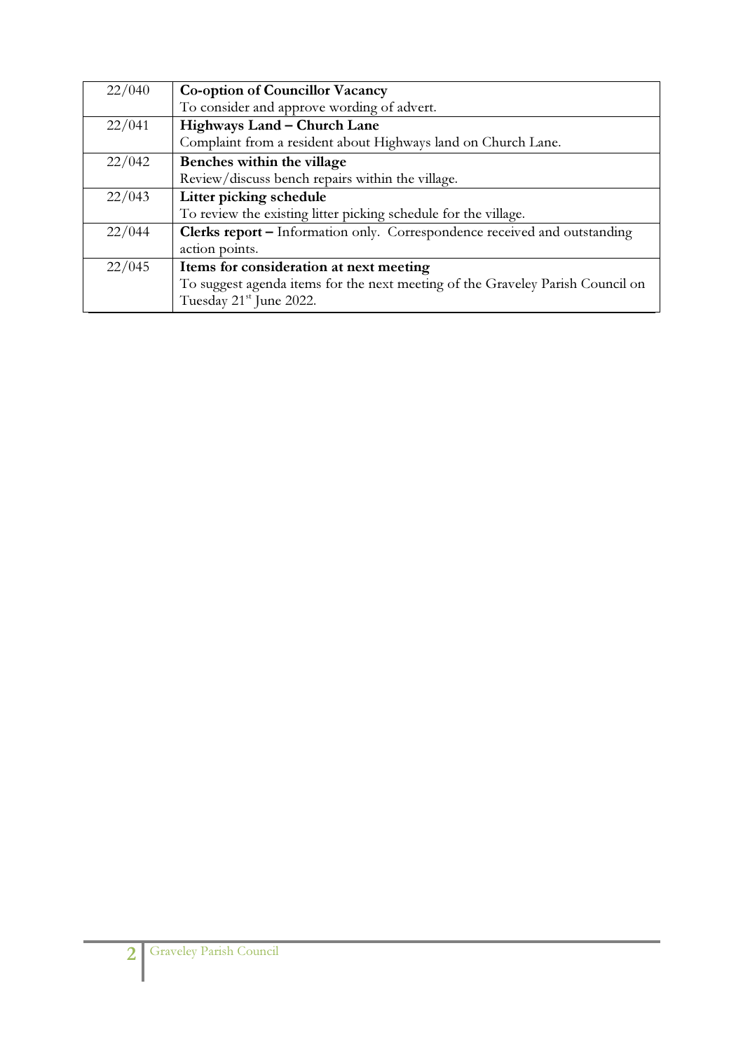| | |
|---|---|
| 22/040 | **Co-option of Councillor Vacancy**<br>To consider and approve wording of advert. |
| 22/041 | **Highways Land – Church Lane**<br>Complaint from a resident about Highways land on Church Lane. |
| 22/042 | **Benches within the village**<br>Review/discuss bench repairs within the village. |
| 22/043 | **Litter picking schedule**<br>To review the existing litter picking schedule for the village. |
| 22/044 | **Clerks report –** Information only. Correspondence received and outstanding action points. |
| 22/045 | **Items for consideration at next meeting**<br>To suggest agenda items for the next meeting of the Graveley Parish Council on Tuesday 21st June 2022. |